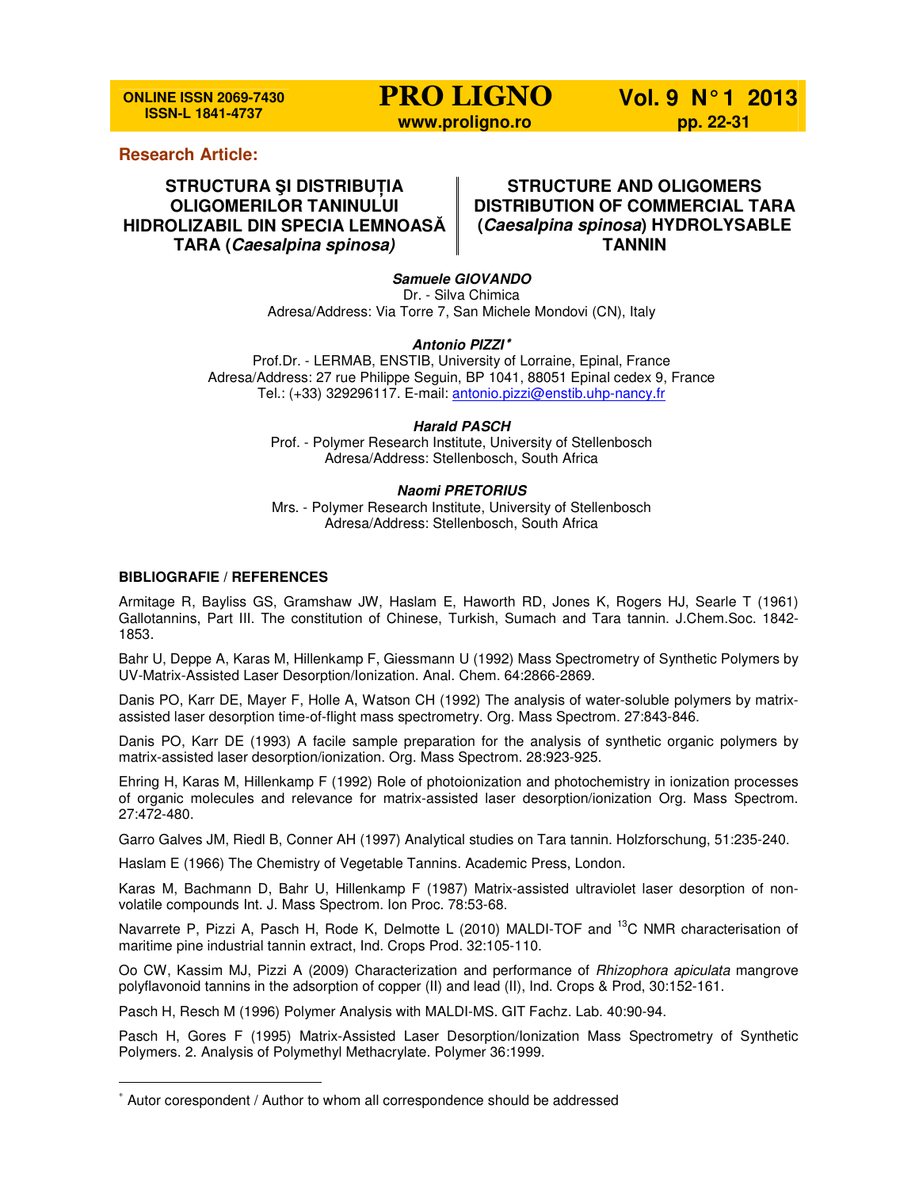**Research Article:**

# STRUCTURA ŞI DISTRIBUȚIA OLIGOMERILOR TANINULUI HIDROLIZABIL DIN SPECIA LEMNOASĂ TARA (*Caesalpina spinosa)*

# STRUCTURE AND OLIGOMERS DISTRIBUTION OF COMMERCIAL TARA (*Caesalpina spinosa*) HYDROLYSABLE TANNIN

***Samuele GIOVANDO***
Dr. - Silva Chimica
Adresa/Address: Via Torre 7, San Michele Mondovi (CN), Italy

***Antonio PIZZI****
Prof.Dr. - LERMAB, ENSTIB, University of Lorraine, Epinal, France
Adresa/Address: 27 rue Philippe Seguin, BP 1041, 88051 Epinal cedex 9, France
Tel.: (+33) 329296117. E-mail: antonio.pizzi@enstib.uhp-nancy.fr

***Harald PASCH***
Prof. - Polymer Research Institute, University of Stellenbosch
Adresa/Address: Stellenbosch, South Africa

***Naomi PRETORIUS***
Mrs. - Polymer Research Institute, University of Stellenbosch
Adresa/Address: Stellenbosch, South Africa

## BIBLIOGRAFIE / REFERENCES

Armitage R, Bayliss GS, Gramshaw JW, Haslam E, Haworth RD, Jones K, Rogers HJ, Searle T (1961) Gallotannins, Part III. The constitution of Chinese, Turkish, Sumach and Tara tannin. J.Chem.Soc. 1842-1853.

Bahr U, Deppe A, Karas M, Hillenkamp F, Giessmann U (1992) Mass Spectrometry of Synthetic Polymers by UV-Matrix-Assisted Laser Desorption/Ionization. Anal. Chem. 64:2866-2869.

Danis PO, Karr DE, Mayer F, Holle A, Watson CH (1992) The analysis of water-soluble polymers by matrix-assisted laser desorption time-of-flight mass spectrometry. Org. Mass Spectrom. 27:843-846.

Danis PO, Karr DE (1993) A facile sample preparation for the analysis of synthetic organic polymers by matrix-assisted laser desorption/ionization. Org. Mass Spectrom. 28:923-925.

Ehring H, Karas M, Hillenkamp F (1992) Role of photoionization and photochemistry in ionization processes of organic molecules and relevance for matrix-assisted laser desorption/ionization Org. Mass Spectrom. 27:472-480.

Garro Galves JM, Riedl B, Conner AH (1997) Analytical studies on Tara tannin. Holzforschung, 51:235-240.

Haslam E (1966) The Chemistry of Vegetable Tannins. Academic Press, London.

Karas M, Bachmann D, Bahr U, Hillenkamp F (1987) Matrix-assisted ultraviolet laser desorption of non-volatile compounds Int. J. Mass Spectrom. Ion Proc. 78:53-68.

Navarrete P, Pizzi A, Pasch H, Rode K, Delmotte L (2010) MALDI-TOF and $^{13}C$ NMR characterisation of maritime pine industrial tannin extract, Ind. Crops Prod. 32:105-110.

Oo CW, Kassim MJ, Pizzi A (2009) Characterization and performance of *Rhizophora apiculata* mangrove polyflavonoid tannins in the adsorption of copper (II) and lead (II), Ind. Crops & Prod, 30:152-161.

Pasch H, Resch M (1996) Polymer Analysis with MALDI-MS. GIT Fachz. Lab. 40:90-94.

Pasch H, Gores F (1995) Matrix-Assisted Laser Desorption/Ionization Mass Spectrometry of Synthetic Polymers. 2. Analysis of Polymethyl Methacrylate. Polymer 36:1999.

---

* Autor corespondent / Author to whom all correspondence should be addressed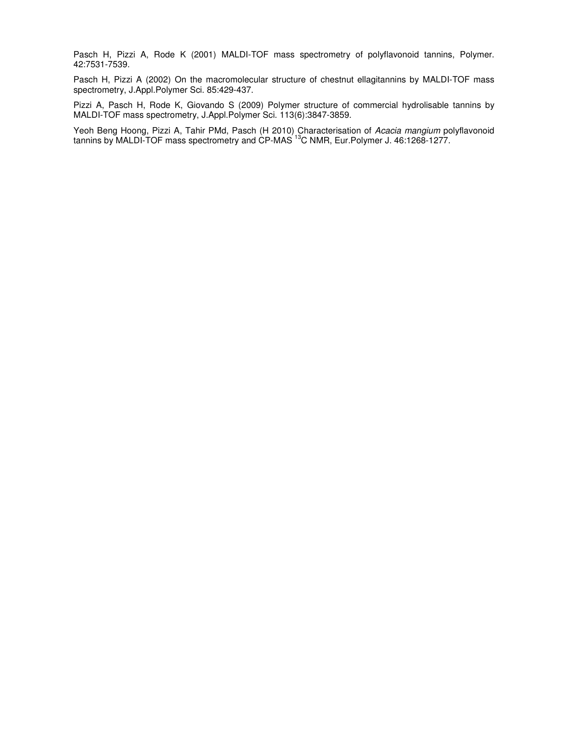Pasch H, Pizzi A, Rode K (2001) MALDI-TOF mass spectrometry of polyflavonoid tannins, Polymer. 42:7531-7539.

Pasch H, Pizzi A (2002) On the macromolecular structure of chestnut ellagitannins by MALDI-TOF mass spectrometry, J.Appl.Polymer Sci. 85:429-437.

Pizzi A, Pasch H, Rode K, Giovando S (2009) Polymer structure of commercial hydrolisable tannins by MALDI-TOF mass spectrometry, J.Appl.Polymer Sci. 113(6):3847-3859.

Yeoh Beng Hoong, Pizzi A, Tahir PMd, Pasch (H 2010) Characterisation of *Acacia mangium* polyflavonoid tannins by MALDI-TOF mass spectrometry and CP-MAS $^{13}$C NMR, Eur.Polymer J. 46:1268-1277.